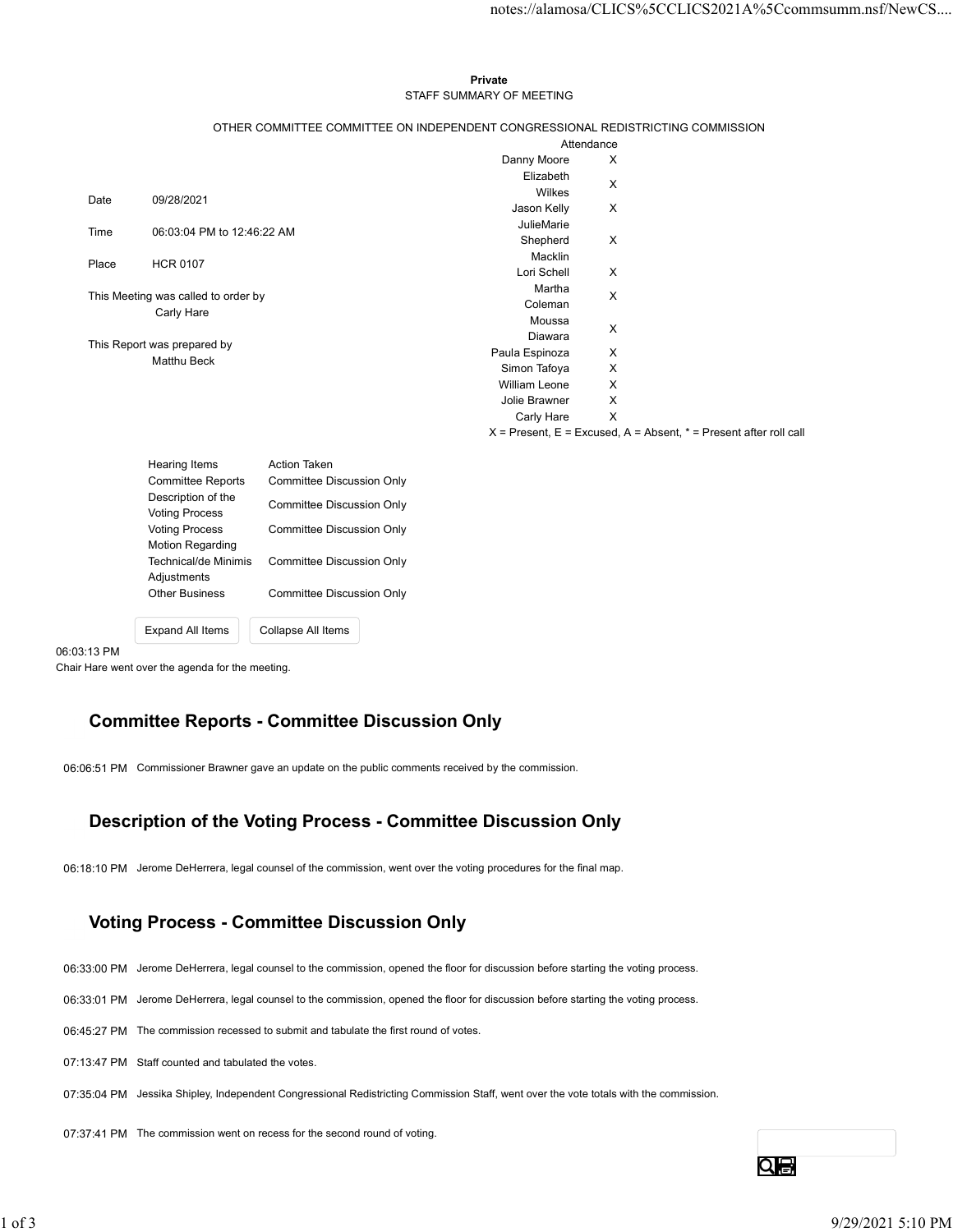**Private**

STAFF SUMMARY OF MEETING

OTHER COMMITTEE COMMITTEE ON INDEPENDENT CONGRESSIONAL REDISTRICTING COMMISSION

| | |
|---|---|
| Date | 09/28/2021 |
| Time | 06:03:04 PM to 12:46:22 AM |
| Place | HCR 0107 |

This Meeting was called to order by
Carly Hare

This Report was prepared by
Matthu Beck

| Attendance | |
|---|---|
| Danny Moore | X |
| Elizabeth Wilkes | X |
| Jason Kelly | X |
| JulieMarie Shepherd Macklin | X |
| Lori Schell | X |
| Martha Coleman | X |
| Moussa Diawara | X |
| Paula Espinoza | X |
| Simon Tafoya | X |
| William Leone | X |
| Jolie Brawner | X |
| Carly Hare | X |

X = Present, E = Excused, A = Absent, * = Present after roll call

| Hearing Items | Action Taken |
|---|---|
| Committee Reports | Committee Discussion Only |
| Description of the Voting Process | Committee Discussion Only |
| Voting Process | Committee Discussion Only |
| Motion Regarding Technical/de Minimis Adjustments | Committee Discussion Only |
| Other Business | Committee Discussion Only |

Expand All Items Collapse All Items

06:03:13 PM
Chair Hare went over the agenda for the meeting.

## Committee Reports - Committee Discussion Only

06:06:51 PM Commissioner Brawner gave an update on the public comments received by the commission.

## Description of the Voting Process - Committee Discussion Only

06:18:10 PM Jerome DeHerrera, legal counsel of the commission, went over the voting procedures for the final map.

## Voting Process - Committee Discussion Only

06:33:00 PM Jerome DeHerrera, legal counsel to the commission, opened the floor for discussion before starting the voting process.

06:33:01 PM Jerome DeHerrera, legal counsel to the commission, opened the floor for discussion before starting the voting process.

06:45:27 PM The commission recessed to submit and tabulate the first round of votes.

07:13:47 PM Staff counted and tabulated the votes.

07:35:04 PM Jessika Shipley, Independent Congressional Redistricting Commission Staff, went over the vote totals with the commission.

07:37:41 PM The commission went on recess for the second round of voting.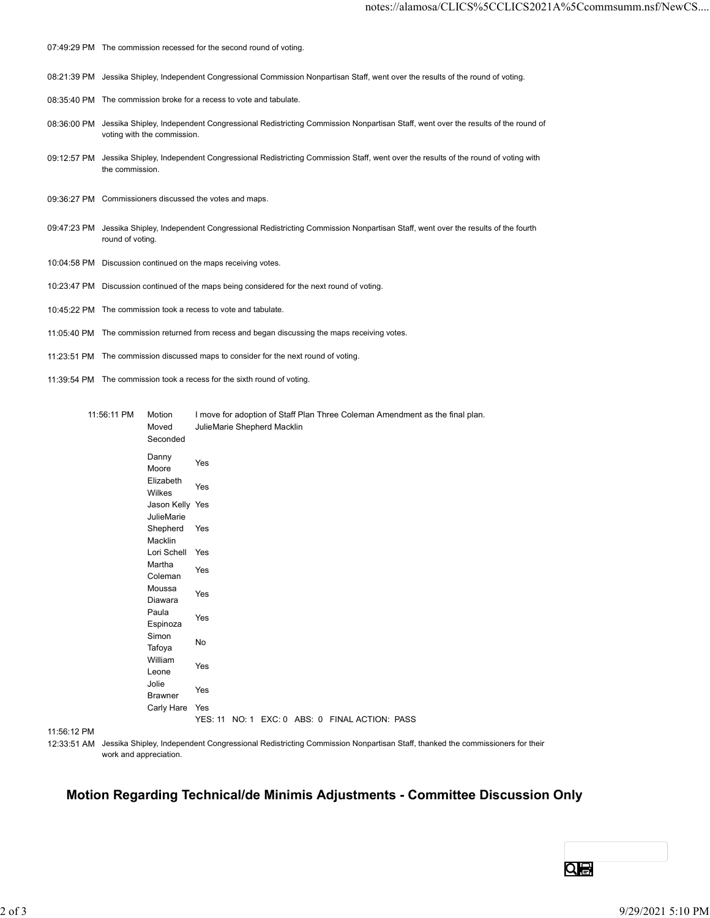| | |
|---|---|
| 07:49:29 PM | The commission recessed for the second round of voting. |
| 08:21:39 PM | Jessika Shipley, Independent Congressional Commission Nonpartisan Staff, went over the results of the round of voting. |
| 08:35:40 PM | The commission broke for a recess to vote and tabulate. |
| 08:36:00 PM | Jessika Shipley, Independent Congressional Redistricting Commission Nonpartisan Staff, went over the results of the round of voting with the commission. |
| 09:12:57 PM | Jessika Shipley, Independent Congressional Redistricting Commission Staff, went over the results of the round of voting with the commission. |
| 09:36:27 PM | Commissioners discussed the votes and maps. |
| 09:47:23 PM | Jessika Shipley, Independent Congressional Redistricting Commission Nonpartisan Staff, went over the results of the fourth round of voting. |
| 10:04:58 PM | Discussion continued on the maps receiving votes. |
| 10:23:47 PM | Discussion continued of the maps being considered for the next round of voting. |
| 10:45:22 PM | The commission took a recess to vote and tabulate. |
| 11:05:40 PM | The commission returned from recess and began discussing the maps receiving votes. |
| 11:23:51 PM | The commission discussed maps to consider for the next round of voting. |
| 11:39:54 PM | The commission took a recess for the sixth round of voting. |

| 11:56:11 PM | | |
|---|---|---|
| | Motion | I move for adoption of Staff Plan Three Coleman Amendment as the final plan. |
| | Moved | JulieMarie Shepherd Macklin |
| | Seconded | |
| | Danny Moore | Yes |
| | Elizabeth Wilkes | Yes |
| | Jason Kelly | Yes |
| | JulieMarie Shepherd Macklin | Yes |
| | Lori Schell | Yes |
| | Martha Coleman | Yes |
| | Moussa Diawara | Yes |
| | Paula Espinoza | Yes |
| | Simon Tafoya | No |
| | William Leone | Yes |
| | Jolie Brawner | Yes |
| | Carly Hare | Yes |
| | | YES: 11 NO: 1 EXC: 0 ABS: 0 FINAL ACTION: PASS |

| | |
|---|---|
| 11:56:12 PM | |
| 12:33:51 AM | Jessika Shipley, Independent Congressional Redistricting Commission Nonpartisan Staff, thanked the commissioners for their work and appreciation. |

## Motion Regarding Technical/de Minimis Adjustments - Committee Discussion Only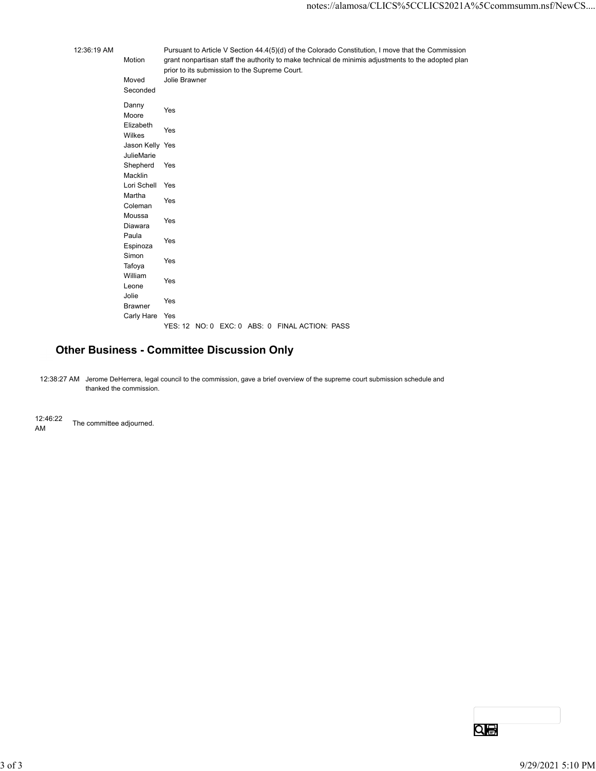| | | |
|---|---|---|
| 12:36:19 AM | Motion | Pursuant to Article V Section 44.4(5)(d) of the Colorado Constitution, I move that the Commission grant nonpartisan staff the authority to make technical de minimis adjustments to the adopted plan prior to its submission to the Supreme Court. |
| | Moved | Jolie Brawner |
| | Seconded | |
| | Danny Moore | Yes |
| | Elizabeth Wilkes | Yes |
| | Jason Kelly | Yes |
| | JulieMarie Shepherd Macklin | Yes |
| | Lori Schell | Yes |
| | Martha Coleman | Yes |
| | Moussa Diawara | Yes |
| | Paula Espinoza | Yes |
| | Simon Tafoya | Yes |
| | William Leone | Yes |
| | Jolie Brawner | Yes |
| | Carly Hare | Yes |
| | | YES: 12 NO: 0 EXC: 0 ABS: 0 FINAL ACTION: PASS |

## Other Business - Committee Discussion Only

12:38:27 AM Jerome DeHerrera, legal council to the commission, gave a brief overview of the supreme court submission schedule and thanked the commission.

12:46:22 AM The committee adjourned.